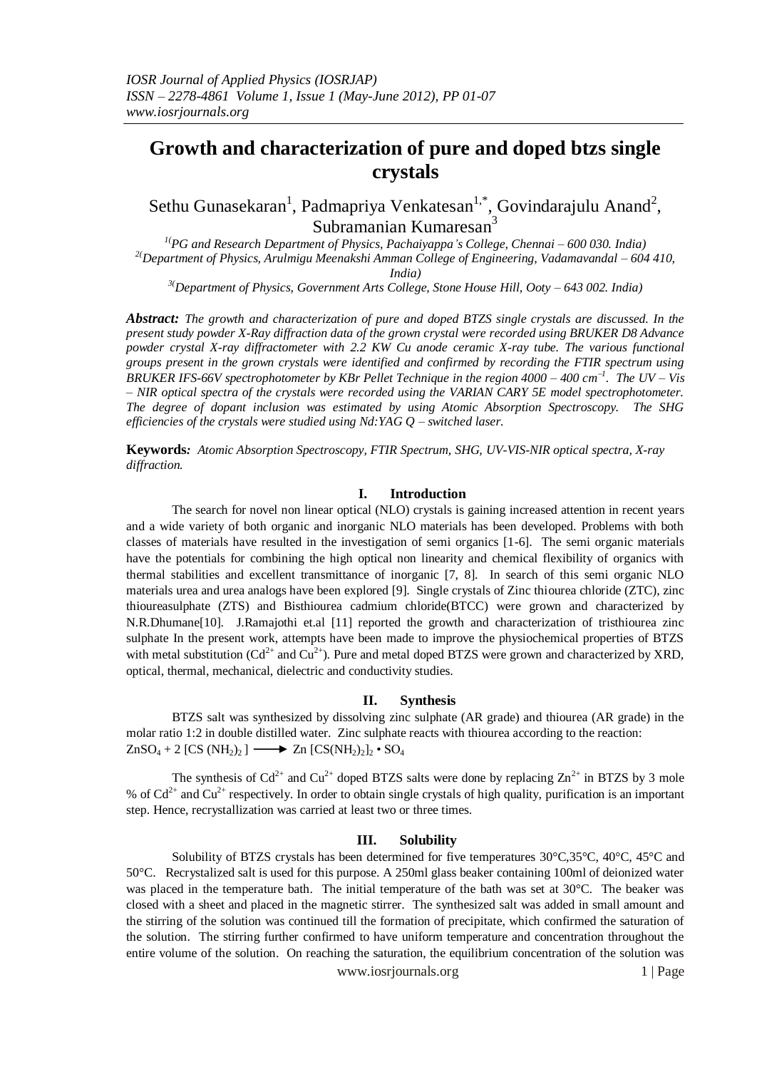# Growth and characterization of pure and doped btzs single crystals

Sethu Gunasekaran[1], Padmapriya Venkatesan[1,*], Govindarajulu Anand[2], Subramanian Kumaresan[3]

[1](PG and Research Department of Physics, Pachaiyappa's College, Chennai – 600 030. India)
[2](Department of Physics, Arulmigu Meenakshi Amman College of Engineering, Vadamavandal – 604 410, India)
[3](Department of Physics, Government Arts College, Stone House Hill, Ooty – 643 002. India)

***Abstract:*** *The growth and characterization of pure and doped BTZS single crystals are discussed. In the present study powder X-Ray diffraction data of the grown crystal were recorded using BRUKER D8 Advance powder crystal X-ray diffractometer with 2.2 KW Cu anode ceramic X-ray tube. The various functional groups present in the grown crystals were identified and confirmed by recording the FTIR spectrum using BRUKER IFS-66V spectrophotometer by KBr Pellet Technique in the region 4000 – 400 $cm^{-1}$. The UV – Vis – NIR optical spectra of the crystals were recorded using the VARIAN CARY 5E model spectrophotometer. The degree of dopant inclusion was estimated by using Atomic Absorption Spectroscopy. The SHG efficiencies of the crystals were studied using Nd:YAG Q – switched laser.*

**Keywords***: Atomic Absorption Spectroscopy, FTIR Spectrum, SHG, UV-VIS-NIR optical spectra, X-ray diffraction.*

## I. Introduction

The search for novel non linear optical (NLO) crystals is gaining increased attention in recent years and a wide variety of both organic and inorganic NLO materials has been developed. Problems with both classes of materials have resulted in the investigation of semi organics [1-6]. The semi organic materials have the potentials for combining the high optical non linearity and chemical flexibility of organics with thermal stabilities and excellent transmittance of inorganic [7, 8]. In search of this semi organic NLO materials urea and urea analogs have been explored [9]. Single crystals of Zinc thiourea chloride (ZTC), zinc thioureasulphate (ZTS) and Bisthiourea cadmium chloride(BTCC) were grown and characterized by N.R.Dhumane[10]. J.Ramajothi et.al [11] reported the growth and characterization of tristhiourea zinc sulphate In the present work, attempts have been made to improve the physiochemical properties of BTZS with metal substitution ($Cd^{2+}$ and $Cu^{2+}$). Pure and metal doped BTZS were grown and characterized by XRD, optical, thermal, mechanical, dielectric and conductivity studies.

## II. Synthesis

BTZS salt was synthesized by dissolving zinc sulphate (AR grade) and thiourea (AR grade) in the molar ratio 1:2 in double distilled water. Zinc sulphate reacts with thiourea according to the reaction:

$$ZnSO_4 + 2\,[CS\,(NH_2)_2\,] \longrightarrow Zn\,[CS(NH_2)_2]_2 \bullet SO_4$$

The synthesis of $Cd^{2+}$ and $Cu^{2+}$ doped BTZS salts were done by replacing $Zn^{2+}$ in BTZS by 3 mole % of $Cd^{2+}$ and $Cu^{2+}$ respectively. In order to obtain single crystals of high quality, purification is an important step. Hence, recrystallization was carried at least two or three times.

## III. Solubility

Solubility of BTZS crystals has been determined for five temperatures 30°C,35°C, 40°C, 45°C and 50°C. Recrystalized salt is used for this purpose. A 250ml glass beaker containing 100ml of deionized water was placed in the temperature bath. The initial temperature of the bath was set at 30°C. The beaker was closed with a sheet and placed in the magnetic stirrer. The synthesized salt was added in small amount and the stirring of the solution was continued till the formation of precipitate, which confirmed the saturation of the solution. The stirring further confirmed to have uniform temperature and concentration throughout the entire volume of the solution. On reaching the saturation, the equilibrium concentration of the solution was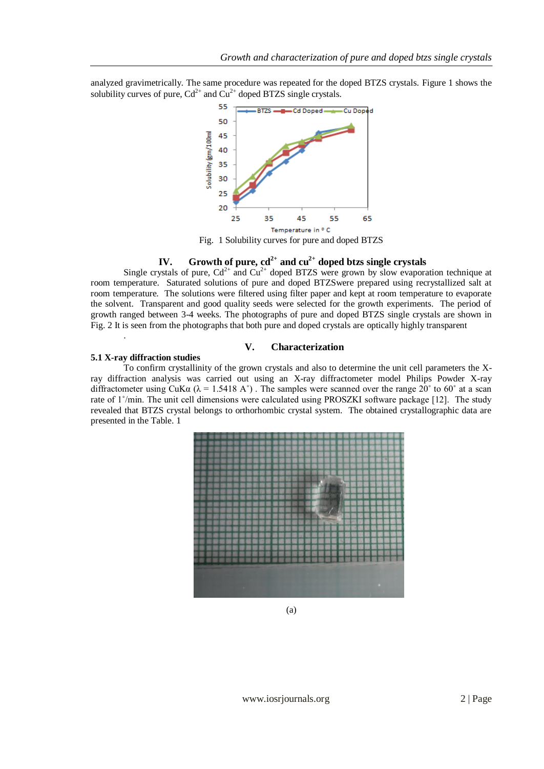analyzed gravimetrically. The same procedure was repeated for the doped BTZS crystals. Figure 1 shows the solubility curves of pure, $Cd^{2+}$ and $Cu^{2+}$ doped BTZS single crystals.

Fig. 1 Solubility curves for pure and doped BTZS

## IV. Growth of pure, $cd^{2+}$ and $cu^{2+}$ doped btzs single crystals

Single crystals of pure, $Cd^{2+}$ and $Cu^{2+}$ doped BTZS were grown by slow evaporation technique at room temperature. Saturated solutions of pure and doped BTZSwere prepared using recrystallized salt at room temperature. The solutions were filtered using filter paper and kept at room temperature to evaporate the solvent. Transparent and good quality seeds were selected for the growth experiments. The period of growth ranged between 3-4 weeks. The photographs of pure and doped BTZS single crystals are shown in Fig. 2 It is seen from the photographs that both pure and doped crystals are optically highly transparent

.

## V. Characterization

### 5.1 X-ray diffraction studies

To confirm crystallinity of the grown crystals and also to determine the unit cell parameters the X-ray diffraction analysis was carried out using an X-ray diffractometer model Philips Powder X-ray diffractometer using CuKα (λ = 1.5418 A˚) . The samples were scanned over the range 20˚ to 60˚ at a scan rate of 1˚/min. The unit cell dimensions were calculated using PROSZKI software package [12]. The study revealed that BTZS crystal belongs to orthorhombic crystal system. The obtained crystallographic data are presented in the Table. 1

(a)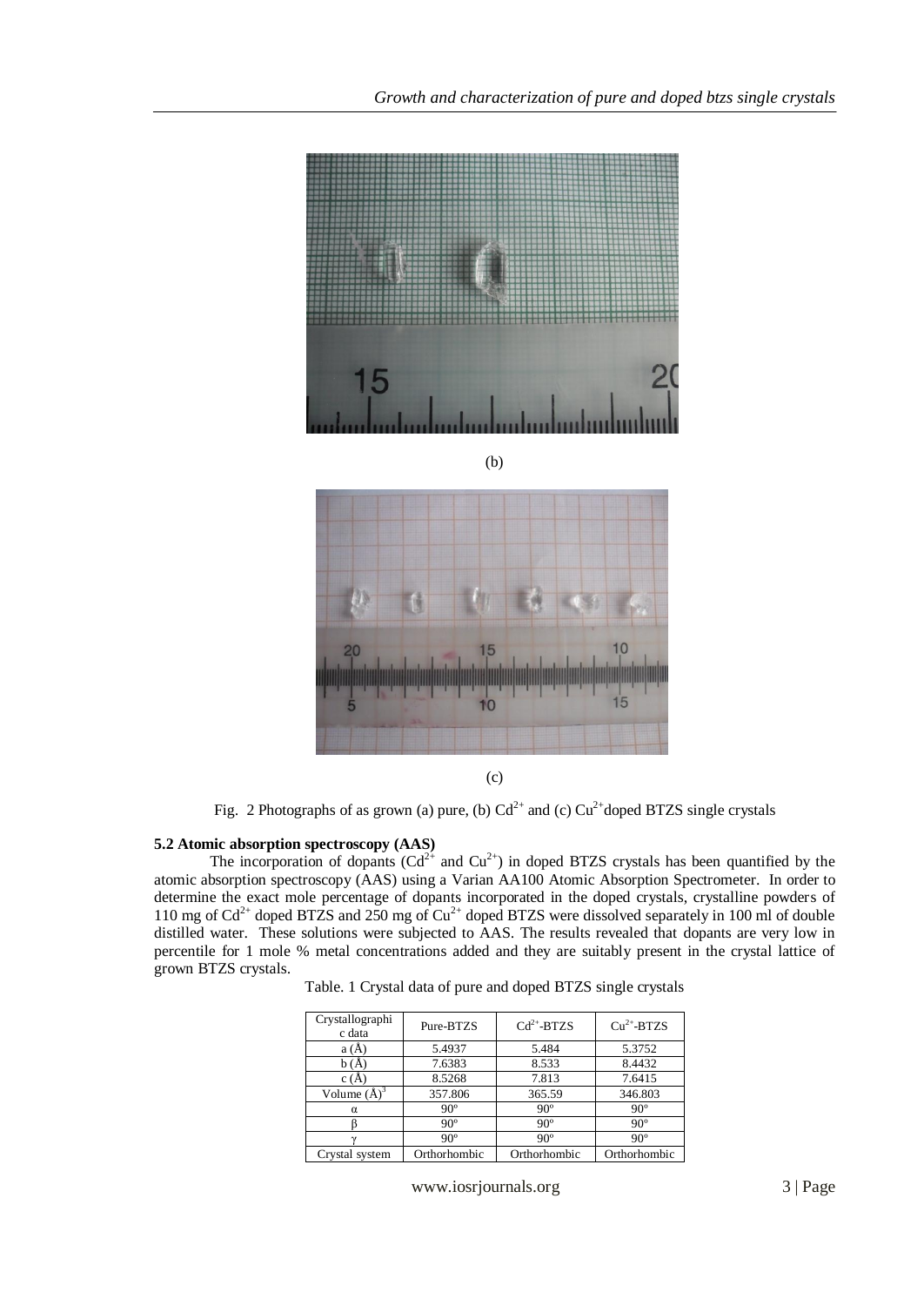(b)

(c)

Fig. 2 Photographs of as grown (a) pure, (b) $Cd^{2+}$ and (c) $Cu^{2+}$doped BTZS single crystals

### 5.2 Atomic absorption spectroscopy (AAS)

The incorporation of dopants ($Cd^{2+}$ and $Cu^{2+}$) in doped BTZS crystals has been quantified by the atomic absorption spectroscopy (AAS) using a Varian AA100 Atomic Absorption Spectrometer. In order to determine the exact mole percentage of dopants incorporated in the doped crystals, crystalline powders of 110 mg of $Cd^{2+}$ doped BTZS and 250 mg of $Cu^{2+}$ doped BTZS were dissolved separately in 100 ml of double distilled water. These solutions were subjected to AAS. The results revealed that dopants are very low in percentile for 1 mole % metal concentrations added and they are suitably present in the crystal lattice of grown BTZS crystals.

Table. 1 Crystal data of pure and doped BTZS single crystals

| Crystallographic data | Pure-BTZS | $Cd^{2+}$-BTZS | $Cu^{2+}$-BTZS |
|---|---|---|---|
| a (Å) | 5.4937 | 5.484 | 5.3752 |
| b (Å) | 7.6383 | 8.533 | 8.4432 |
| c (Å) | 8.5268 | 7.813 | 7.6415 |
| Volume $(Å)^3$ | 357.806 | 365.59 | 346.803 |
| α | 90º | 90º | 90º |
| β | 90º | 90º | 90º |
| γ | 90º | 90º | 90º |
| Crystal system | Orthorhombic | Orthorhombic | Orthorhombic |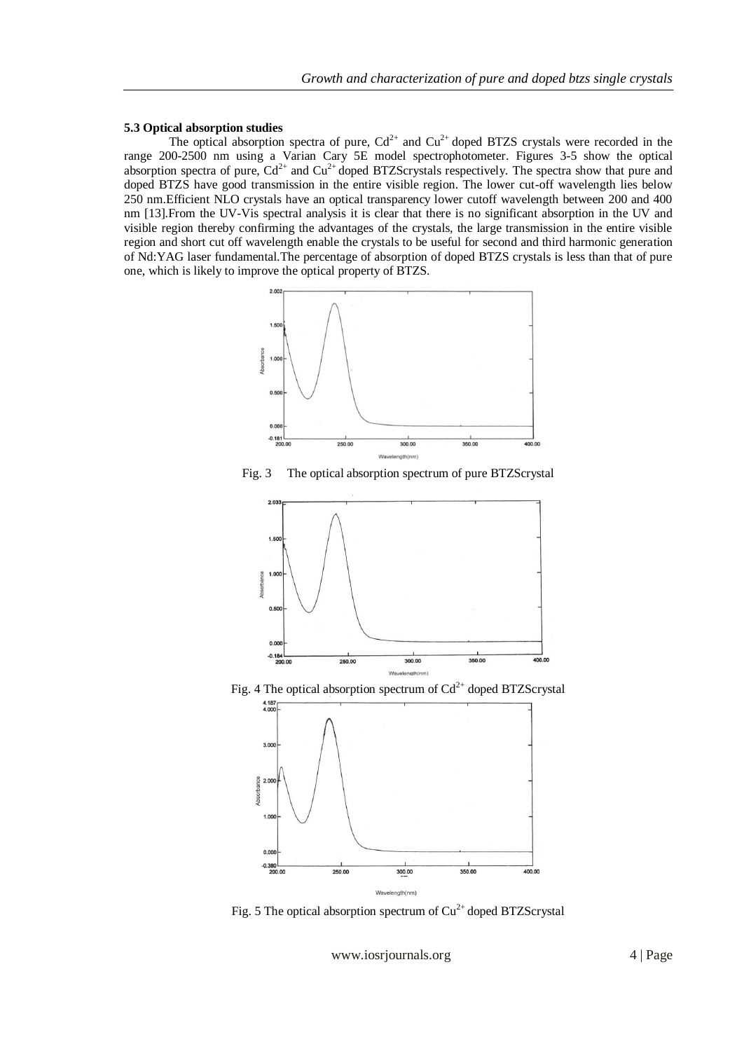### 5.3 Optical absorption studies

The optical absorption spectra of pure, $Cd^{2+}$ and $Cu^{2+}$ doped BTZS crystals were recorded in the range 200-2500 nm using a Varian Cary 5E model spectrophotometer. Figures 3-5 show the optical absorption spectra of pure, $Cd^{2+}$ and $Cu^{2+}$ doped BTZScrystals respectively. The spectra show that pure and doped BTZS have good transmission in the entire visible region. The lower cut-off wavelength lies below 250 nm.Efficient NLO crystals have an optical transparency lower cutoff wavelength between 200 and 400 nm [13].From the UV-Vis spectral analysis it is clear that there is no significant absorption in the UV and visible region thereby confirming the advantages of the crystals, the large transmission in the entire visible region and short cut off wavelength enable the crystals to be useful for second and third harmonic generation of Nd:YAG laser fundamental.The percentage of absorption of doped BTZS crystals is less than that of pure one, which is likely to improve the optical property of BTZS.

Fig. 3 The optical absorption spectrum of pure BTZScrystal

Fig. 4 The optical absorption spectrum of $Cd^{2+}$ doped BTZScrystal

Fig. 5 The optical absorption spectrum of $Cu^{2+}$ doped BTZScrystal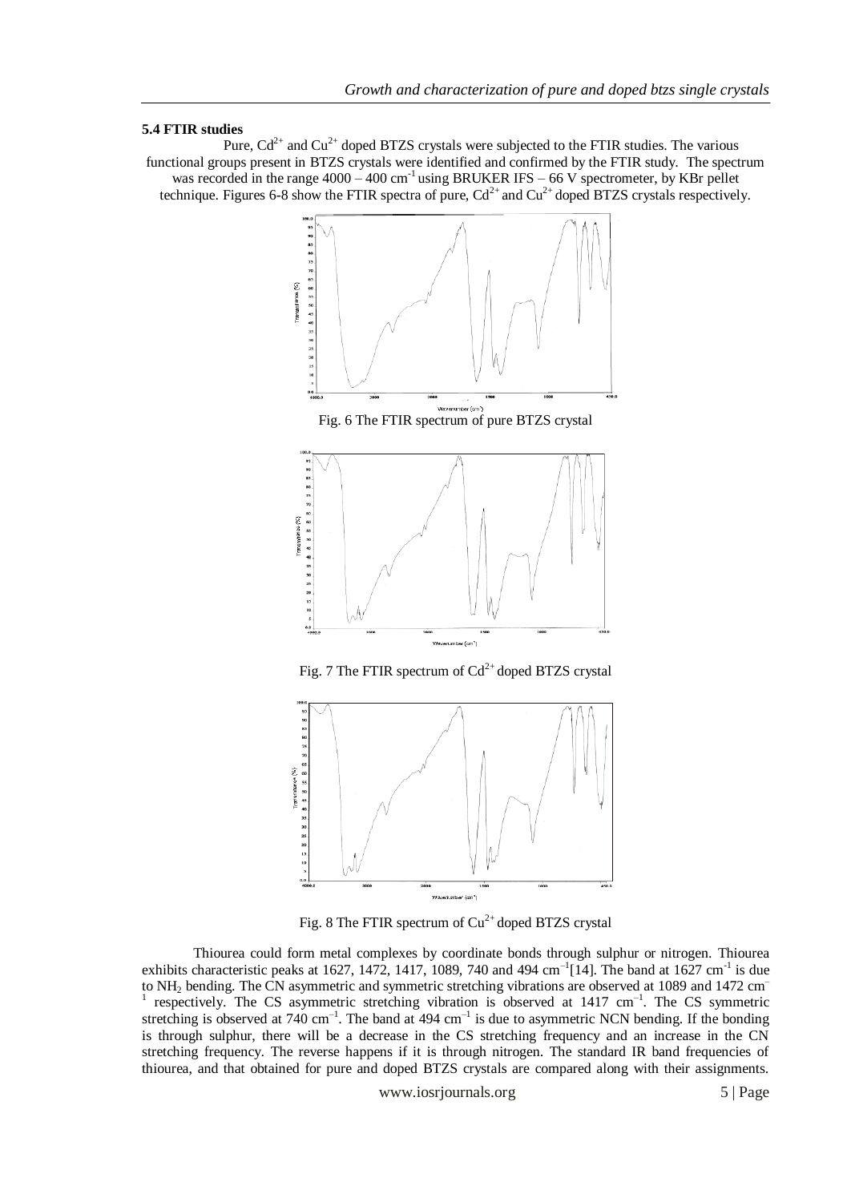### 5.4 FTIR studies

Pure, $Cd^{2+}$ and $Cu^{2+}$ doped BTZS crystals were subjected to the FTIR studies. The various functional groups present in BTZS crystals were identified and confirmed by the FTIR study. The spectrum was recorded in the range 4000 – 400 $cm^{-1}$ using BRUKER IFS – 66 V spectrometer, by KBr pellet technique. Figures 6-8 show the FTIR spectra of pure, $Cd^{2+}$ and $Cu^{2+}$ doped BTZS crystals respectively.

Fig. 6 The FTIR spectrum of pure BTZS crystal

Fig. 7 The FTIR spectrum of $Cd^{2+}$ doped BTZS crystal

Fig. 8 The FTIR spectrum of $Cu^{2+}$ doped BTZS crystal

Thiourea could form metal complexes by coordinate bonds through sulphur or nitrogen. Thiourea exhibits characteristic peaks at 1627, 1472, 1417, 1089, 740 and 494 $cm^{-1}$[14]. The band at 1627 $cm^{-1}$ is due to $NH_2$ bending. The CN asymmetric and symmetric stretching vibrations are observed at 1089 and 1472 $cm^{-1}$ respectively. The CS asymmetric stretching vibration is observed at 1417 $cm^{-1}$. The CS symmetric stretching is observed at 740 $cm^{-1}$. The band at 494 $cm^{-1}$ is due to asymmetric NCN bending. If the bonding is through sulphur, there will be a decrease in the CS stretching frequency and an increase in the CN stretching frequency. The reverse happens if it is through nitrogen. The standard IR band frequencies of thiourea, and that obtained for pure and doped BTZS crystals are compared along with their assignments.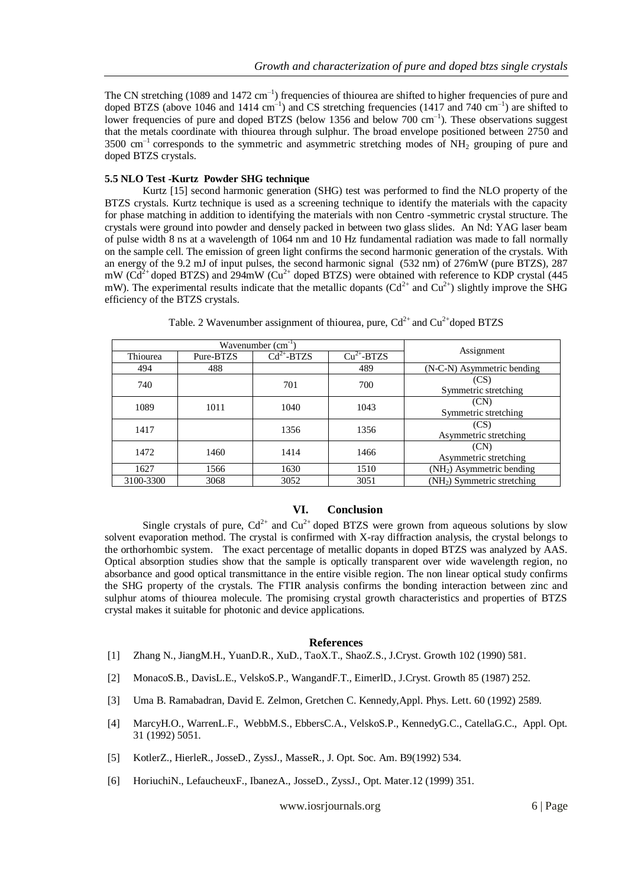The CN stretching (1089 and 1472 $cm^{-1}$) frequencies of thiourea are shifted to higher frequencies of pure and doped BTZS (above 1046 and 1414 $cm^{-1}$) and CS stretching frequencies (1417 and 740 $cm^{-1}$) are shifted to lower frequencies of pure and doped BTZS (below 1356 and below 700 $cm^{-1}$). These observations suggest that the metals coordinate with thiourea through sulphur. The broad envelope positioned between 2750 and 3500 $cm^{-1}$ corresponds to the symmetric and asymmetric stretching modes of $NH_2$ grouping of pure and doped BTZS crystals.

### 5.5 NLO Test -Kurtz Powder SHG technique

Kurtz [15] second harmonic generation (SHG) test was performed to find the NLO property of the BTZS crystals. Kurtz technique is used as a screening technique to identify the materials with the capacity for phase matching in addition to identifying the materials with non Centro -symmetric crystal structure. The crystals were ground into powder and densely packed in between two glass slides. An Nd: YAG laser beam of pulse width 8 ns at a wavelength of 1064 nm and 10 Hz fundamental radiation was made to fall normally on the sample cell. The emission of green light confirms the second harmonic generation of the crystals. With an energy of the 9.2 mJ of input pulses, the second harmonic signal (532 nm) of 276mW (pure BTZS), 287 mW ($Cd^{2+}$ doped BTZS) and 294mW ($Cu^{2+}$ doped BTZS) were obtained with reference to KDP crystal (445 mW). The experimental results indicate that the metallic dopants ($Cd^{2+}$ and $Cu^{2+}$) slightly improve the SHG efficiency of the BTZS crystals.

Table. 2 Wavenumber assignment of thiourea, pure, $Cd^{2+}$ and $Cu^{2+}$ doped BTZS

| Wavenumber ($cm^{-1}$) | | | | Assignment |
|---|---|---|---|---|
| Thiourea | Pure-BTZS | $Cd^{2+}$-BTZS | $Cu^{2+}$-BTZS | |
| 494 | 488 | | 489 | (N-C-N) Asymmetric bending |
| 740 | | 701 | 700 | (CS) Symmetric stretching |
| 1089 | 1011 | 1040 | 1043 | (CN) Symmetric stretching |
| 1417 | | 1356 | 1356 | (CS) Asymmetric stretching |
| 1472 | 1460 | 1414 | 1466 | (CN) Asymmetric stretching |
| 1627 | 1566 | 1630 | 1510 | ($NH_2$) Asymmetric bending |
| 3100-3300 | 3068 | 3052 | 3051 | ($NH_2$) Symmetric stretching |

## VI. Conclusion

Single crystals of pure, $Cd^{2+}$ and $Cu^{2+}$ doped BTZS were grown from aqueous solutions by slow solvent evaporation method. The crystal is confirmed with X-ray diffraction analysis, the crystal belongs to the orthorhombic system. The exact percentage of metallic dopants in doped BTZS was analyzed by AAS. Optical absorption studies show that the sample is optically transparent over wide wavelength region, no absorbance and good optical transmittance in the entire visible region. The non linear optical study confirms the SHG property of the crystals. The FTIR analysis confirms the bonding interaction between zinc and sulphur atoms of thiourea molecule. The promising crystal growth characteristics and properties of BTZS crystal makes it suitable for photonic and device applications.

## References

[1] Zhang N., JiangM.H., YuanD.R., XuD., TaoX.T., ShaoZ.S., J.Cryst. Growth 102 (1990) 581.

[2] MonacoS.B., DavisL.E., VelskoS.P., WangandF.T., EimerlD., J.Cryst. Growth 85 (1987) 252.

[3] Uma B. Ramabadran, David E. Zelmon, Gretchen C. Kennedy,Appl. Phys. Lett. 60 (1992) 2589.

[4] MarcyH.O., WarrenL.F., WebbM.S., EbbersC.A., VelskoS.P., KennedyG.C., CatellaG.C., Appl. Opt. 31 (1992) 5051.

[5] KotlerZ., HierleR., JosseD., ZyssJ., MasseR., J. Opt. Soc. Am. B9(1992) 534.

[6] HoriuchiN., LefaucheuxF., IbanezA., JosseD., ZyssJ., Opt. Mater.12 (1999) 351.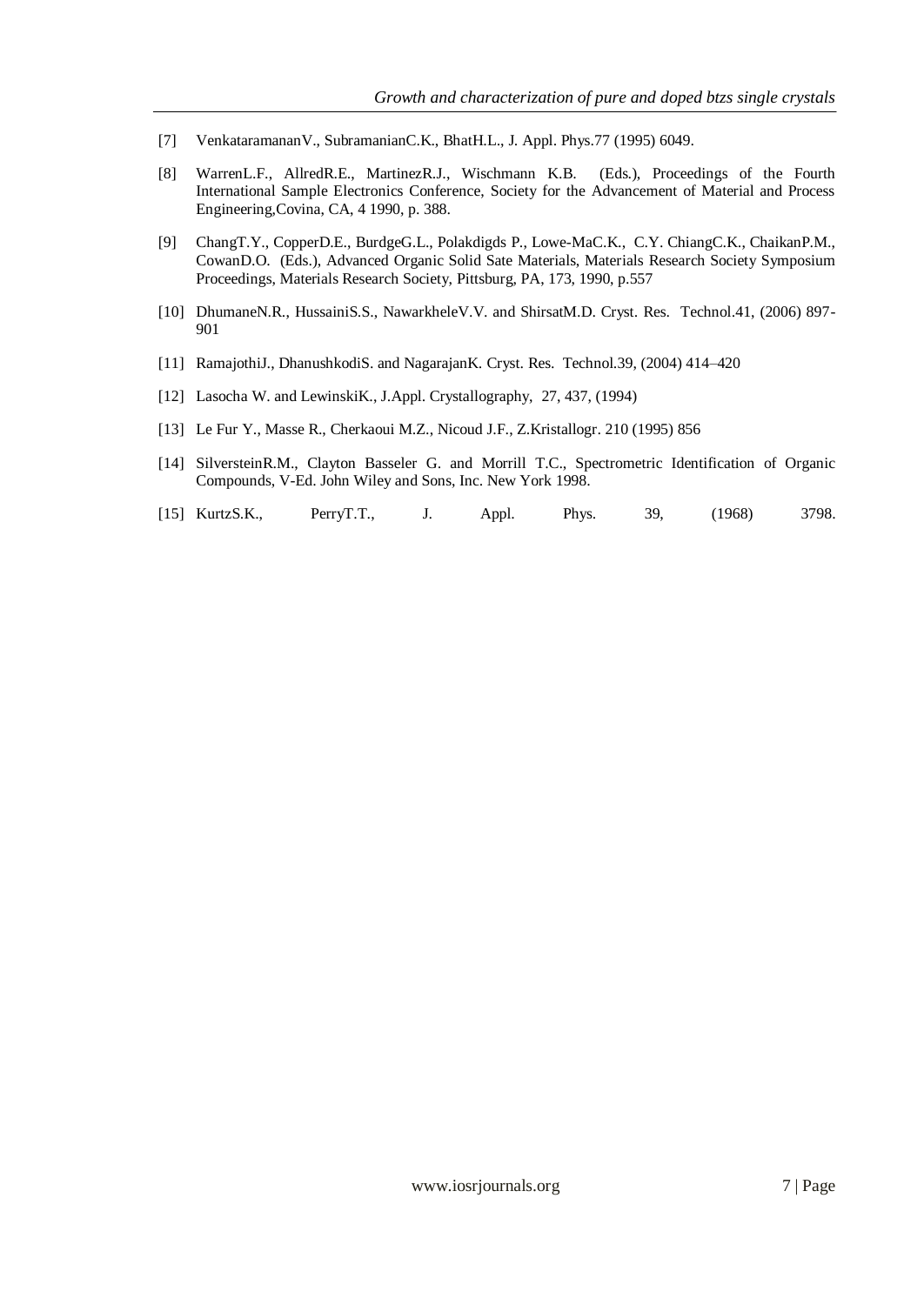[7] VenkataramananV., SubramanianC.K., BhatH.L., J. Appl. Phys.77 (1995) 6049.

[8] WarrenL.F., AllredR.E., MartinezR.J., Wischmann K.B. (Eds.), Proceedings of the Fourth International Sample Electronics Conference, Society for the Advancement of Material and Process Engineering,Covina, CA, 4 1990, p. 388.

[9] ChangT.Y., CopperD.E., BurdgeG.L., Polakdigds P., Lowe-MaC.K., C.Y. ChiangC.K., ChaikanP.M., CowanD.O. (Eds.), Advanced Organic Solid Sate Materials, Materials Research Society Symposium Proceedings, Materials Research Society, Pittsburg, PA, 173, 1990, p.557

[10] DhumaneN.R., HussainiS.S., NawarkheleV.V. and ShirsatM.D. Cryst. Res. Technol.41, (2006) 897-901

[11] RamajothiJ., DhanushkodiS. and NagarajanK. Cryst. Res. Technol.39, (2004) 414–420

[12] Lasocha W. and LewinskiK., J.Appl. Crystallography, 27, 437, (1994)

[13] Le Fur Y., Masse R., Cherkaoui M.Z., Nicoud J.F., Z.Kristallogr. 210 (1995) 856

[14] SilversteinR.M., Clayton Basseler G. and Morrill T.C., Spectrometric Identification of Organic Compounds, V-Ed. John Wiley and Sons, Inc. New York 1998.

[15] KurtzS.K., PerryT.T., J. Appl. Phys. 39, (1968) 3798.